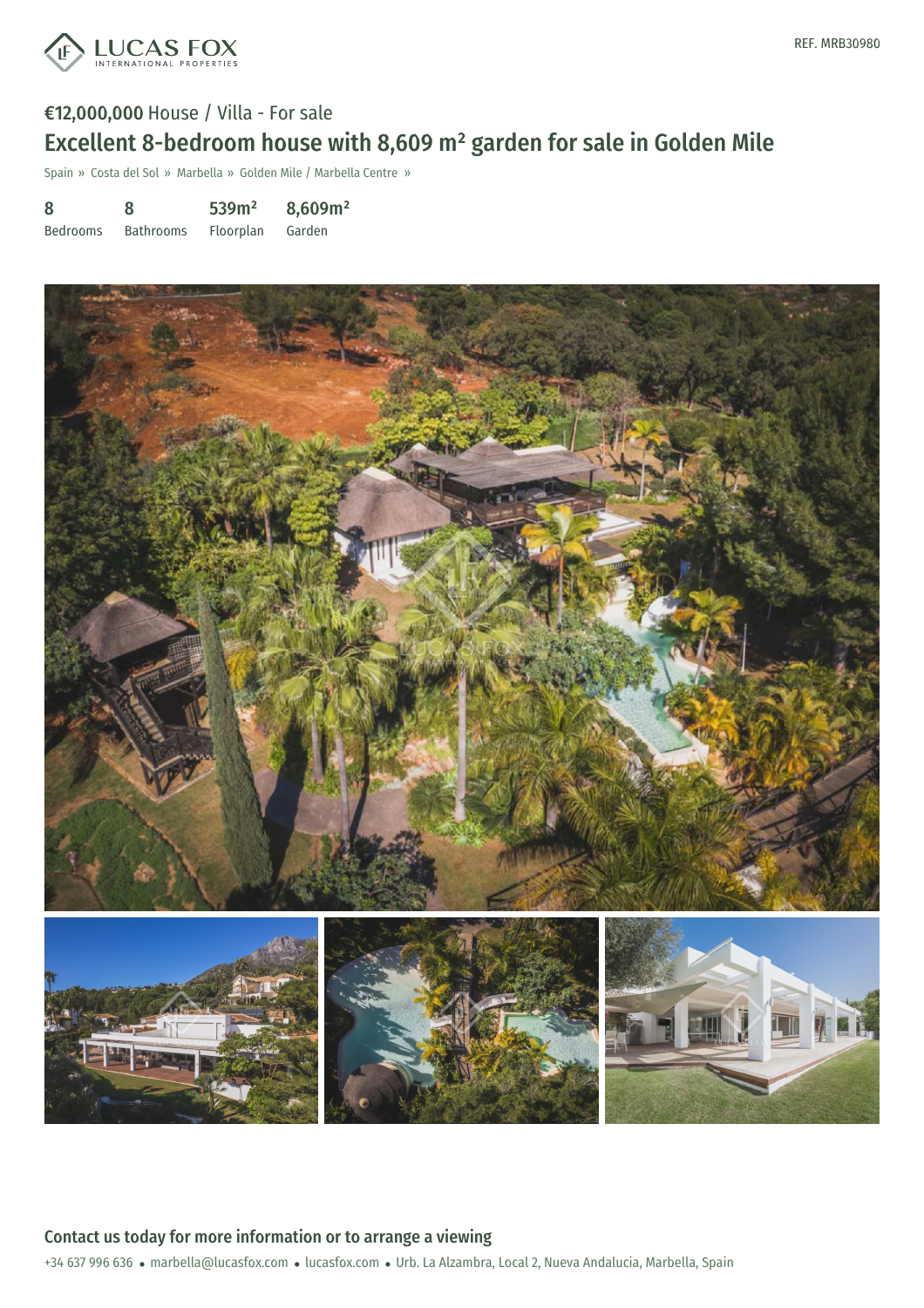LUCAS FOX INTERNATIONAL PROPERTIES

REF. MRB30980

€12,000,000 House / Villa - For sale

# Excellent 8-bedroom house with 8,609 m² garden for sale in Golden Mile

Spain » Costa del Sol » Marbella » Golden Mile / Marbella Centre »

| 8 | 8 | 539m² | 8,609m² |
|---|---|---|---|
| Bedrooms | Bathrooms | Floorplan | Garden |

## Contact us today for more information or to arrange a viewing

+34 637 996 636 • marbella@lucasfox.com • lucasfox.com • Urb. La Alzambra, Local 2, Nueva Andalucia, Marbella, Spain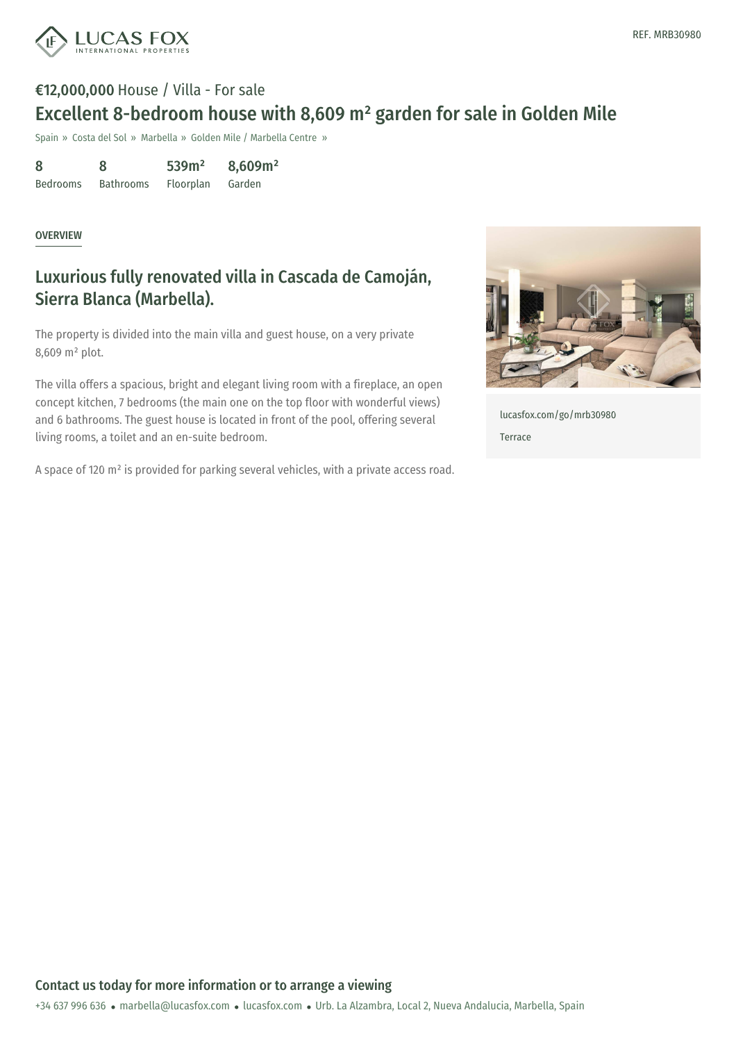REF. MRB30980

**€12,000,000** House / Villa - For sale

# Excellent 8-bedroom house with 8,609 m² garden for sale in Golden Mile

Spain » Costa del Sol » Marbella » Golden Mile / Marbella Centre »

| 8 | 8 | 539m² | 8,609m² |
|---|---|---|---|
| Bedrooms | Bathrooms | Floorplan | Garden |

OVERVIEW

## Luxurious fully renovated villa in Cascada de Camoján, Sierra Blanca (Marbella).

The property is divided into the main villa and guest house, on a very private 8,609 m² plot.

The villa offers a spacious, bright and elegant living room with a fireplace, an open concept kitchen, 7 bedrooms (the main one on the top floor with wonderful views) and 6 bathrooms. The guest house is located in front of the pool, offering several living rooms, a toilet and an en-suite bedroom.

A space of 120 m² is provided for parking several vehicles, with a private access road.

lucasfox.com/go/mrb30980

Terrace

### Contact us today for more information or to arrange a viewing

+34 637 996 636 • marbella@lucasfox.com • lucasfox.com • Urb. La Alzambra, Local 2, Nueva Andalucia, Marbella, Spain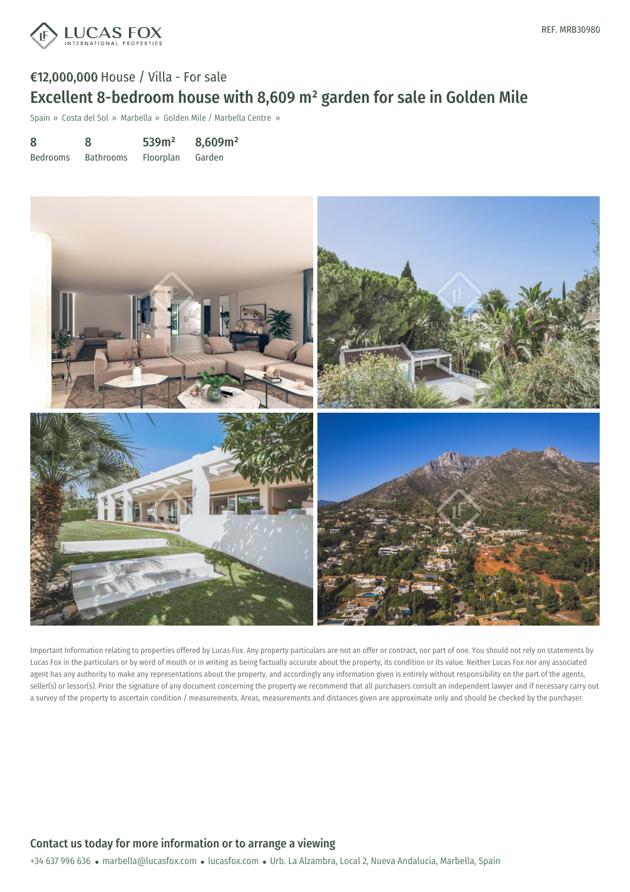REF. MRB30980

€12,000,000 House / Villa - For sale

# Excellent 8-bedroom house with 8,609 m² garden for sale in Golden Mile

Spain » Costa del Sol » Marbella » Golden Mile / Marbella Centre »

| 8 | 8 | 539m² | 8,609m² |
|---|---|---|---|
| Bedrooms | Bathrooms | Floorplan | Garden |

Important Information relating to properties offered by Lucas Fox. Any property particulars are not an offer or contract, nor part of one. You should not rely on statements by Lucas Fox in the particulars or by word of mouth or in writing as being factually accurate about the property, its condition or its value. Neither Lucas Fox nor any associated agent has any authority to make any representations about the property, and accordingly any information given is entirely without responsibility on the part of the agents, seller(s) or lessor(s). Prior the signature of any document concerning the property we recommend that all purchasers consult an independent lawyer and if necessary carry out a survey of the property to ascertain condition / measurements. Areas, measurements and distances given are approximate only and should be checked by the purchaser.

## Contact us today for more information or to arrange a viewing

+34 637 996 636 • marbella@lucasfox.com • lucasfox.com • Urb. La Alzambra, Local 2, Nueva Andalucia, Marbella, Spain